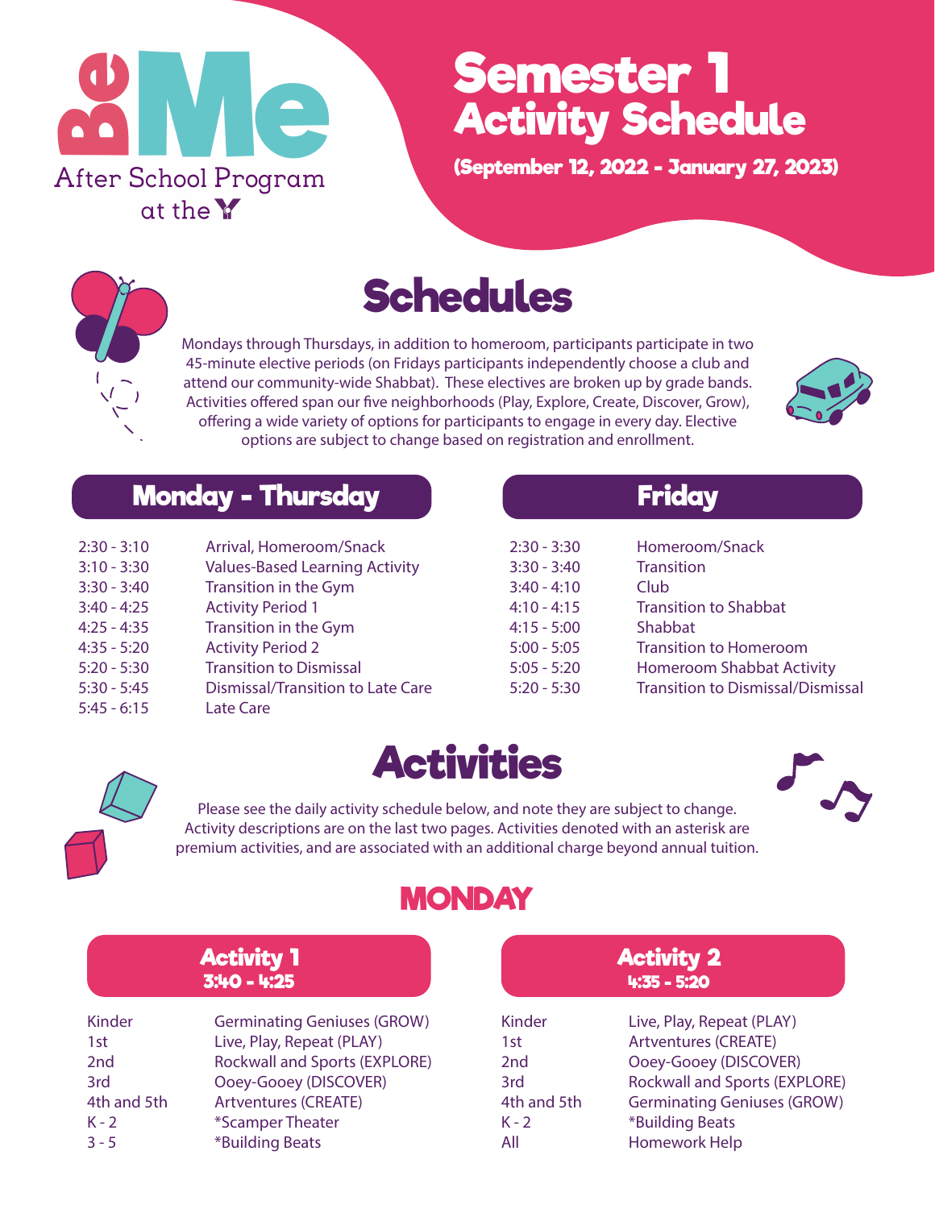BeMe After School Program at the Y

# Semester 1 Activity Schedule

**(September 12, 2022 - January 27, 2023)**

## Schedules

Mondays through Thursdays, in addition to homeroom, participants participate in two 45-minute elective periods (on Fridays participants independently choose a club and attend our community-wide Shabbat). These electives are broken up by grade bands. Activities offered span our five neighborhoods (Play, Explore, Create, Discover, Grow), offering a wide variety of options for participants to engage in every day. Elective options are subject to change based on registration and enrollment.

### Monday - Thursday

| Time | Activity |
| --- | --- |
| 2:30 - 3:10 | Arrival, Homeroom/Snack |
| 3:10 - 3:30 | Values-Based Learning Activity |
| 3:30 - 3:40 | Transition in the Gym |
| 3:40 - 4:25 | Activity Period 1 |
| 4:25 - 4:35 | Transition in the Gym |
| 4:35 - 5:20 | Activity Period 2 |
| 5:20 - 5:30 | Transition to Dismissal |
| 5:30 - 5:45 | Dismissal/Transition to Late Care |
| 5:45 - 6:15 | Late Care |

### Friday

| Time | Activity |
| --- | --- |
| 2:30 - 3:30 | Homeroom/Snack |
| 3:30 - 3:40 | Transition |
| 3:40 - 4:10 | Club |
| 4:10 - 4:15 | Transition to Shabbat |
| 4:15 - 5:00 | Shabbat |
| 5:00 - 5:05 | Transition to Homeroom |
| 5:05 - 5:20 | Homeroom Shabbat Activity |
| 5:20 - 5:30 | Transition to Dismissal/Dismissal |

## Activities

Please see the daily activity schedule below, and note they are subject to change. Activity descriptions are on the last two pages. Activities denoted with an asterisk are premium activities, and are associated with an additional charge beyond annual tuition.

## MONDAY

### Activity 1 (3:40 - 4:25)

| Grade | Activity |
| --- | --- |
| Kinder | Germinating Geniuses (GROW) |
| 1st | Live, Play, Repeat (PLAY) |
| 2nd | Rockwall and Sports (EXPLORE) |
| 3rd | Ooey-Gooey (DISCOVER) |
| 4th and 5th | Artventures (CREATE) |
| K - 2 | *Scamper Theater |
| 3 - 5 | *Building Beats |

### Activity 2 (4:35 - 5:20)

| Grade | Activity |
| --- | --- |
| Kinder | Live, Play, Repeat (PLAY) |
| 1st | Artventures (CREATE) |
| 2nd | Ooey-Gooey (DISCOVER) |
| 3rd | Rockwall and Sports (EXPLORE) |
| 4th and 5th | Germinating Geniuses (GROW) |
| K - 2 | *Building Beats |
| All | Homework Help |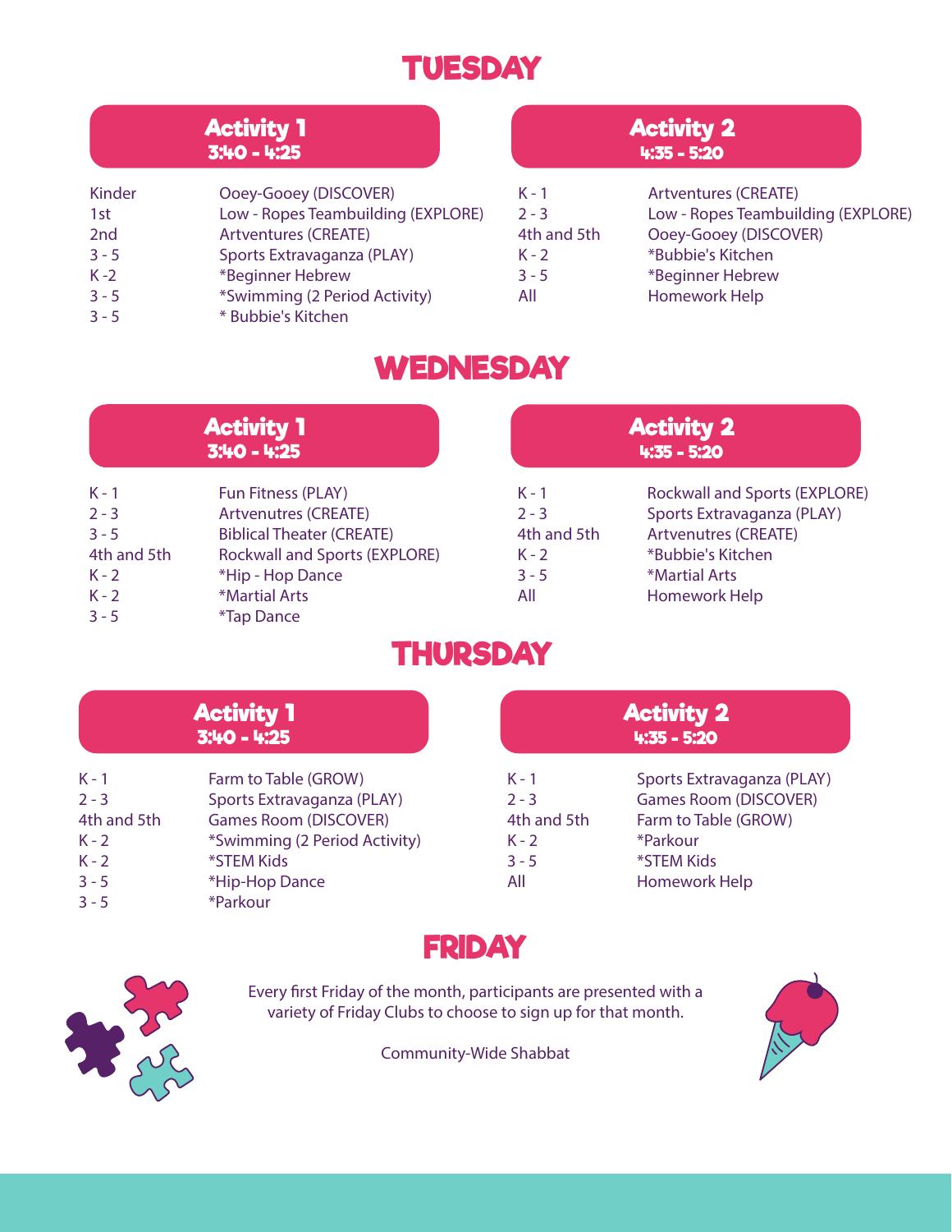# TUESDAY

## Activity 1
**3:40 - 4:25**

| Grade | Activity |
| --- | --- |
| Kinder | Ooey-Gooey (DISCOVER) |
| 1st | Low - Ropes Teambuilding (EXPLORE) |
| 2nd | Artventures (CREATE) |
| 3 - 5 | Sports Extravaganza (PLAY) |
| K -2 | *Beginner Hebrew |
| 3 - 5 | *Swimming (2 Period Activity) |
| 3 - 5 | * Bubbie's Kitchen |

## Activity 2
**4:35 - 5:20**

| Grade | Activity |
| --- | --- |
| K - 1 | Artventures (CREATE) |
| 2 - 3 | Low - Ropes Teambuilding (EXPLORE) |
| 4th and 5th | Ooey-Gooey (DISCOVER) |
| K - 2 | *Bubbie's Kitchen |
| 3 - 5 | *Beginner Hebrew |
| All | Homework Help |

# WEDNESDAY

## Activity 1
**3:40 - 4:25**

| Grade | Activity |
| --- | --- |
| K - 1 | Fun Fitness (PLAY) |
| 2 - 3 | Artvenutres (CREATE) |
| 3 - 5 | Biblical Theater (CREATE) |
| 4th and 5th | Rockwall and Sports (EXPLORE) |
| K - 2 | *Hip - Hop Dance |
| K - 2 | *Martial Arts |
| 3 - 5 | *Tap Dance |

## Activity 2
**4:35 - 5:20**

| Grade | Activity |
| --- | --- |
| K - 1 | Rockwall and Sports (EXPLORE) |
| 2 - 3 | Sports Extravaganza (PLAY) |
| 4th and 5th | Artvenutres (CREATE) |
| K - 2 | *Bubbie's Kitchen |
| 3 - 5 | *Martial Arts |
| All | Homework Help |

# THURSDAY

## Activity 1
**3:40 - 4:25**

| Grade | Activity |
| --- | --- |
| K - 1 | Farm to Table (GROW) |
| 2 - 3 | Sports Extravaganza (PLAY) |
| 4th and 5th | Games Room (DISCOVER) |
| K - 2 | *Swimming (2 Period Activity) |
| K - 2 | *STEM Kids |
| 3 - 5 | *Hip-Hop Dance |
| 3 - 5 | *Parkour |

## Activity 2
**4:35 - 5:20**

| Grade | Activity |
| --- | --- |
| K - 1 | Sports Extravaganza (PLAY) |
| 2 - 3 | Games Room (DISCOVER) |
| 4th and 5th | Farm to Table (GROW) |
| K - 2 | *Parkour |
| 3 - 5 | *STEM Kids |
| All | Homework Help |

# FRIDAY

Every first Friday of the month, participants are presented with a variety of Friday Clubs to choose to sign up for that month.

Community-Wide Shabbat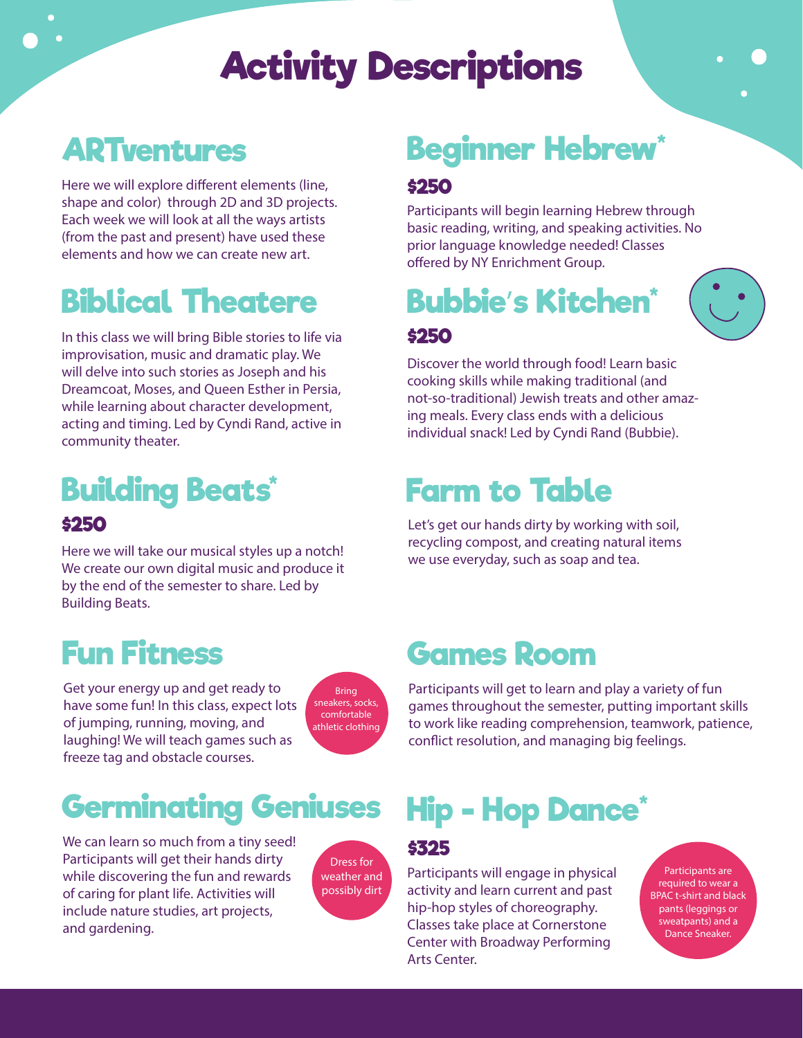# Activity Descriptions

## ARTventures

Here we will explore different elements (line, shape and color) through 2D and 3D projects. Each week we will look at all the ways artists (from the past and present) have used these elements and how we can create new art.

## Biblical Theatere

In this class we will bring Bible stories to life via improvisation, music and dramatic play. We will delve into such stories as Joseph and his Dreamcoat, Moses, and Queen Esther in Persia, while learning about character development, acting and timing. Led by Cyndi Rand, active in community theater.

## Building Beats*

**$250**

Here we will take our musical styles up a notch! We create our own digital music and produce it by the end of the semester to share. Led by Building Beats.

## Fun Fitness

Get your energy up and get ready to have some fun! In this class, expect lots of jumping, running, moving, and laughing! We will teach games such as freeze tag and obstacle courses.

Bring sneakers, socks, comfortable athletic clothing

## Germinating Geniuses

We can learn so much from a tiny seed! Participants will get their hands dirty while discovering the fun and rewards of caring for plant life. Activities will include nature studies, art projects, and gardening.

Dress for weather and possibly dirt

## Beginner Hebrew*

**$250**

Participants will begin learning Hebrew through basic reading, writing, and speaking activities. No prior language knowledge needed! Classes offered by NY Enrichment Group.

## Bubbie's Kitchen*

**$250**

Discover the world through food! Learn basic cooking skills while making traditional (and not-so-traditional) Jewish treats and other amazing meals. Every class ends with a delicious individual snack! Led by Cyndi Rand (Bubbie).

## Farm to Table

Let's get our hands dirty by working with soil, recycling compost, and creating natural items we use everyday, such as soap and tea.

## Games Room

Participants will get to learn and play a variety of fun games throughout the semester, putting important skills to work like reading comprehension, teamwork, patience, conflict resolution, and managing big feelings.

## Hip - Hop Dance*

**$325**

Participants will engage in physical activity and learn current and past hip-hop styles of choreography. Classes take place at Cornerstone Center with Broadway Performing Arts Center.

Participants are required to wear a BPAC t-shirt and black pants (leggings or sweatpants) and a Dance Sneaker.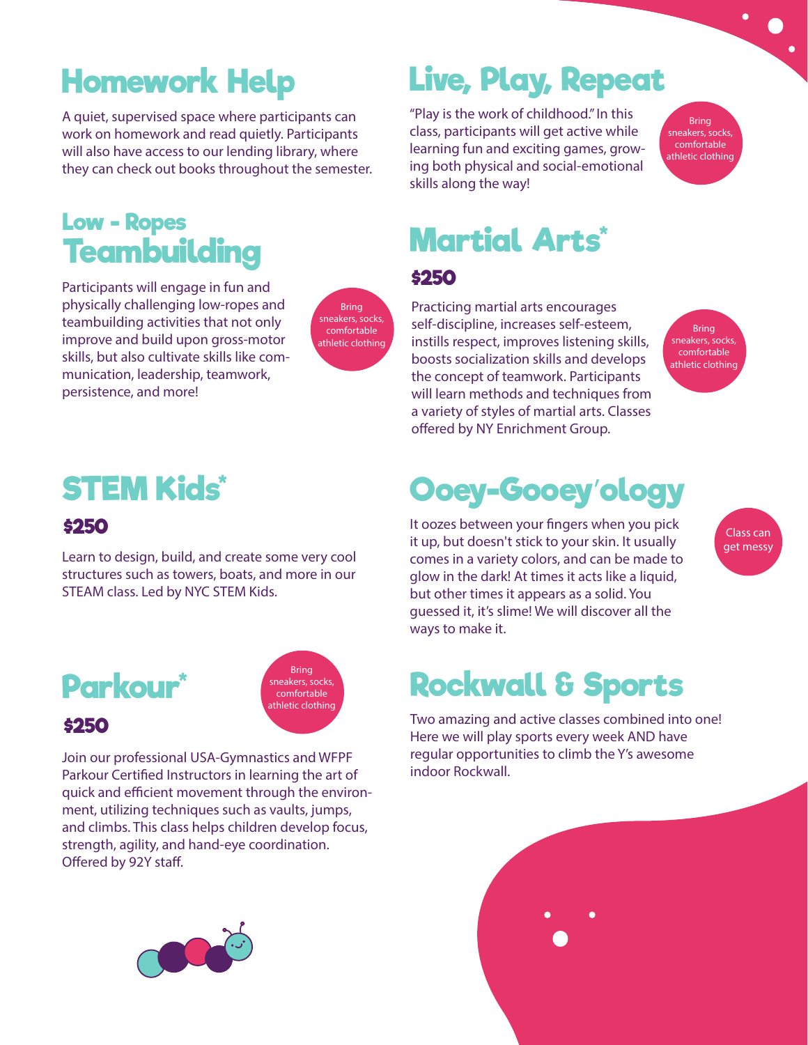## Homework Help

A quiet, supervised space where participants can work on homework and read quietly. Participants will also have access to our lending library, where they can check out books throughout the semester.

## Low - Ropes Teambuilding

Participants will engage in fun and physically challenging low-ropes and teambuilding activities that not only improve and build upon gross-motor skills, but also cultivate skills like communication, leadership, teamwork, persistence, and more!

Bring sneakers, socks, comfortable athletic clothing

## STEM Kids*

**$250**

Learn to design, build, and create some very cool structures such as towers, boats, and more in our STEAM class. Led by NYC STEM Kids.

## Parkour*

Bring sneakers, socks, comfortable athletic clothing

**$250**

Join our professional USA-Gymnastics and WFPF Parkour Certified Instructors in learning the art of quick and efficient movement through the environment, utilizing techniques such as vaults, jumps, and climbs. This class helps children develop focus, strength, agility, and hand-eye coordination. Offered by 92Y staff.

## Live, Play, Repeat

"Play is the work of childhood." In this class, participants will get active while learning fun and exciting games, growing both physical and social-emotional skills along the way!

Bring sneakers, socks, comfortable athletic clothing

## Martial Arts*

**$250**

Practicing martial arts encourages self-discipline, increases self-esteem, instills respect, improves listening skills, boosts socialization skills and develops the concept of teamwork. Participants will learn methods and techniques from a variety of styles of martial arts. Classes offered by NY Enrichment Group.

Bring sneakers, socks, comfortable athletic clothing

## Ooey-Gooey'ology

It oozes between your fingers when you pick it up, but doesn't stick to your skin. It usually comes in a variety colors, and can be made to glow in the dark! At times it acts like a liquid, but other times it appears as a solid. You guessed it, it's slime! We will discover all the ways to make it.

Class can get messy

## Rockwall & Sports

Two amazing and active classes combined into one! Here we will play sports every week AND have regular opportunities to climb the Y's awesome indoor Rockwall.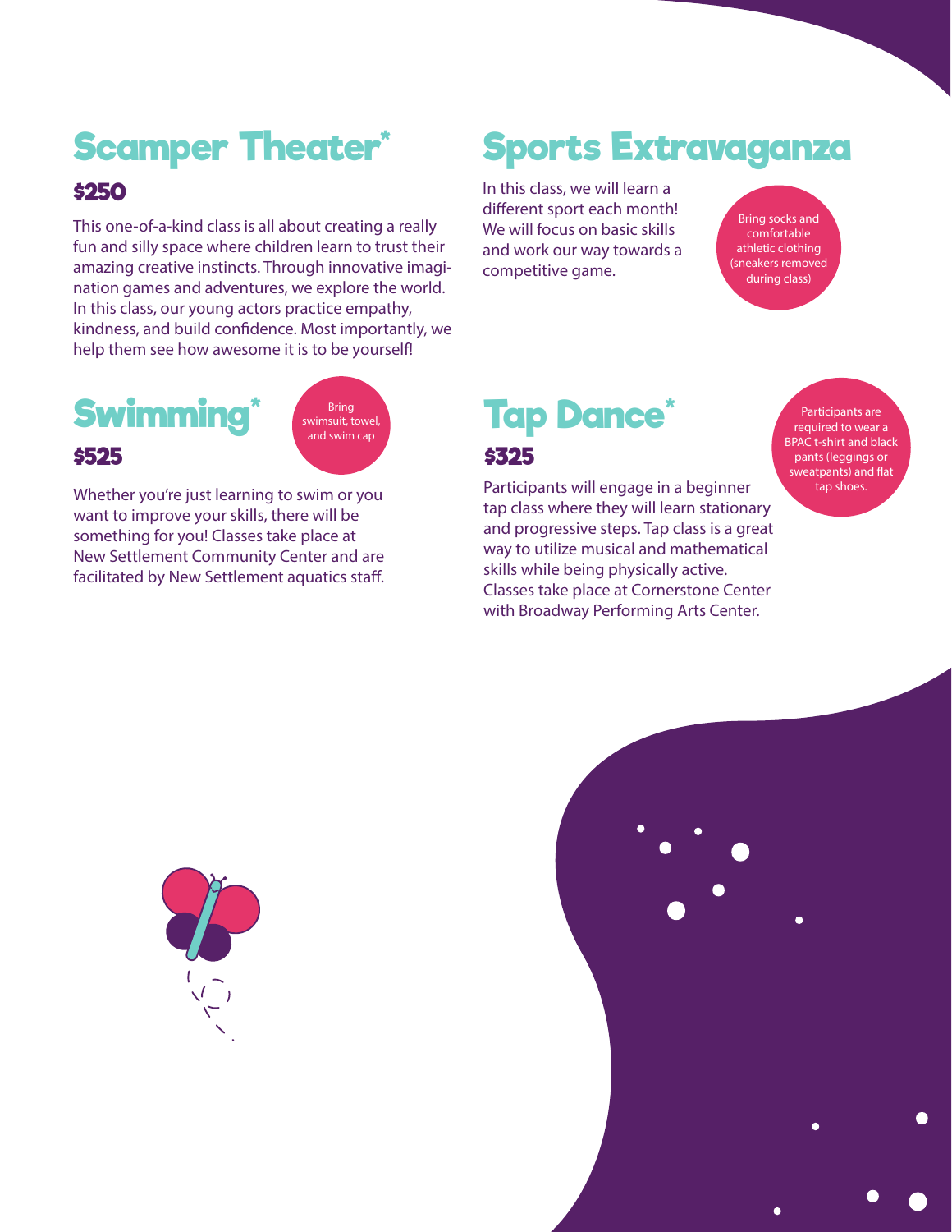## Scamper Theater*

**$250**

This one-of-a-kind class is all about creating a really fun and silly space where children learn to trust their amazing creative instincts. Through innovative imagination games and adventures, we explore the world. In this class, our young actors practice empathy, kindness, and build confidence. Most importantly, we help them see how awesome it is to be yourself!

## Sports Extravaganza

In this class, we will learn a different sport each month! We will focus on basic skills and work our way towards a competitive game.

Bring socks and comfortable athletic clothing (sneakers removed during class)

## Swimming*

**$525**

Bring swimsuit, towel, and swim cap

Whether you're just learning to swim or you want to improve your skills, there will be something for you! Classes take place at New Settlement Community Center and are facilitated by New Settlement aquatics staff.

## Tap Dance*

**$325**

Participants are required to wear a BPAC t-shirt and black pants (leggings or sweatpants) and flat tap shoes.

Participants will engage in a beginner tap class where they will learn stationary and progressive steps. Tap class is a great way to utilize musical and mathematical skills while being physically active. Classes take place at Cornerstone Center with Broadway Performing Arts Center.